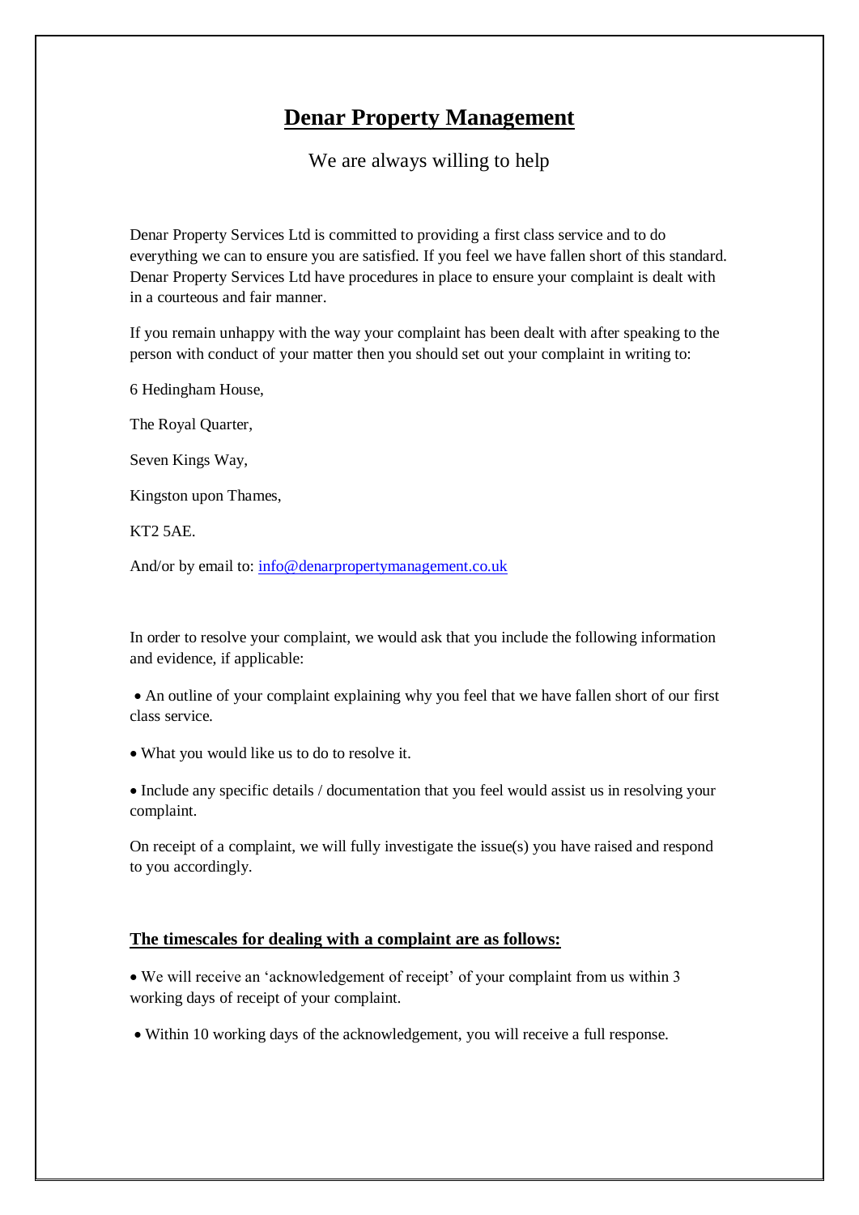# Denar Property Management

We are always willing to help

Denar Property Services Ltd is committed to providing a first class service and to do everything we can to ensure you are satisfied. If you feel we have fallen short of this standard. Denar Property Services Ltd have procedures in place to ensure your complaint is dealt with in a courteous and fair manner.

If you remain unhappy with the way your complaint has been dealt with after speaking to the person with conduct of your matter then you should set out your complaint in writing to:

6 Hedingham House,

The Royal Quarter,

Seven Kings Way,

Kingston upon Thames,

KT2 5AE.

And/or by email to: info@denarpropertymanagement.co.uk

In order to resolve your complaint, we would ask that you include the following information and evidence, if applicable:

- An outline of your complaint explaining why you feel that we have fallen short of our first class service.
- What you would like us to do to resolve it.
- Include any specific details / documentation that you feel would assist us in resolving your complaint.

On receipt of a complaint, we will fully investigate the issue(s) you have raised and respond to you accordingly.

## The timescales for dealing with a complaint are as follows:

- We will receive an 'acknowledgement of receipt' of your complaint from us within 3 working days of receipt of your complaint.
- Within 10 working days of the acknowledgement, you will receive a full response.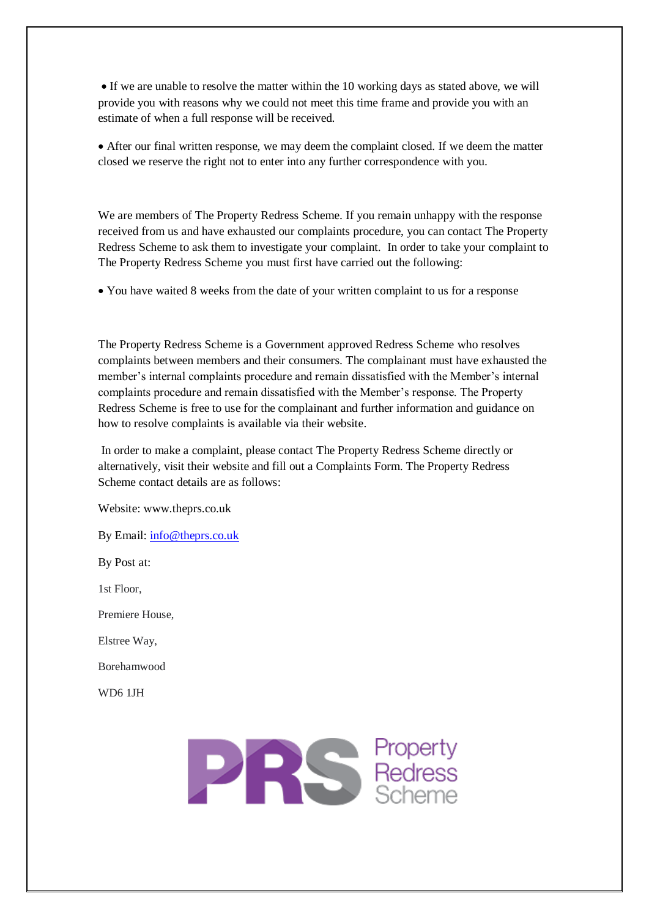- If we are unable to resolve the matter within the 10 working days as stated above, we will provide you with reasons why we could not meet this time frame and provide you with an estimate of when a full response will be received.

- After our final written response, we may deem the complaint closed. If we deem the matter closed we reserve the right not to enter into any further correspondence with you.

We are members of The Property Redress Scheme. If you remain unhappy with the response received from us and have exhausted our complaints procedure, you can contact The Property Redress Scheme to ask them to investigate your complaint. In order to take your complaint to The Property Redress Scheme you must first have carried out the following:

- You have waited 8 weeks from the date of your written complaint to us for a response

The Property Redress Scheme is a Government approved Redress Scheme who resolves complaints between members and their consumers. The complainant must have exhausted the member's internal complaints procedure and remain dissatisfied with the Member's internal complaints procedure and remain dissatisfied with the Member's response. The Property Redress Scheme is free to use for the complainant and further information and guidance on how to resolve complaints is available via their website.

In order to make a complaint, please contact The Property Redress Scheme directly or alternatively, visit their website and fill out a Complaints Form. The Property Redress Scheme contact details are as follows:

Website: www.theprs.co.uk

By Email: info@theprs.co.uk

By Post at:

1st Floor,

Premiere House,

Elstree Way,

Borehamwood

WD6 1JH

PRS Property Redress Scheme